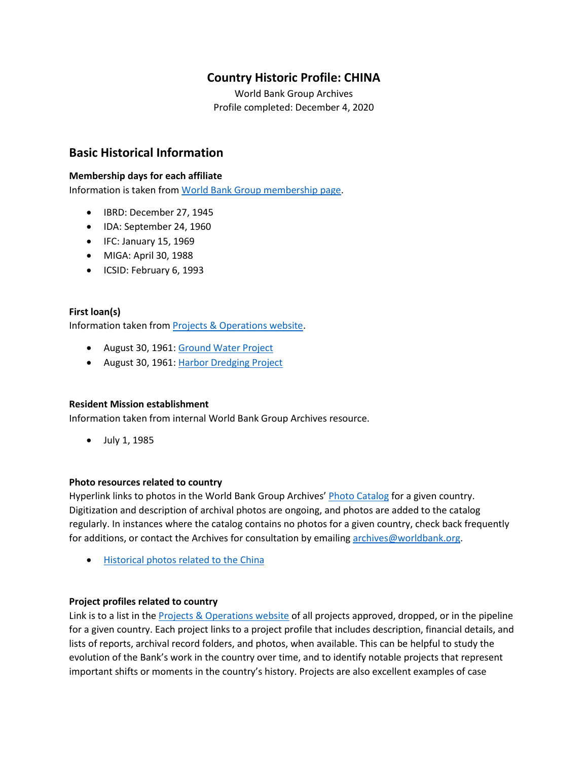# Country Historic Profile: CHINA

World Bank Group Archives
Profile completed: December 4, 2020

## Basic Historical Information

### Membership days for each affiliate

Information is taken from [World Bank Group membership page](#).

- IBRD: December 27, 1945
- IDA: September 24, 1960
- IFC: January 15, 1969
- MIGA: April 30, 1988
- ICSID: February 6, 1993

### First loan(s)

Information taken from [Projects & Operations website](#).

- August 30, 1961: [Ground Water Project](#)
- August 30, 1961: [Harbor Dredging Project](#)

### Resident Mission establishment

Information taken from internal World Bank Group Archives resource.

- July 1, 1985

### Photo resources related to country

Hyperlink links to photos in the World Bank Group Archives' [Photo Catalog](#) for a given country. Digitization and description of archival photos are ongoing, and photos are added to the catalog regularly. In instances where the catalog contains no photos for a given country, check back frequently for additions, or contact the Archives for consultation by emailing [archives@worldbank.org](mailto:archives@worldbank.org).

- [Historical photos related to the China](#)

### Project profiles related to country

Link is to a list in the [Projects & Operations website](#) of all projects approved, dropped, or in the pipeline for a given country. Each project links to a project profile that includes description, financial details, and lists of reports, archival record folders, and photos, when available. This can be helpful to study the evolution of the Bank's work in the country over time, and to identify notable projects that represent important shifts or moments in the country's history. Projects are also excellent examples of case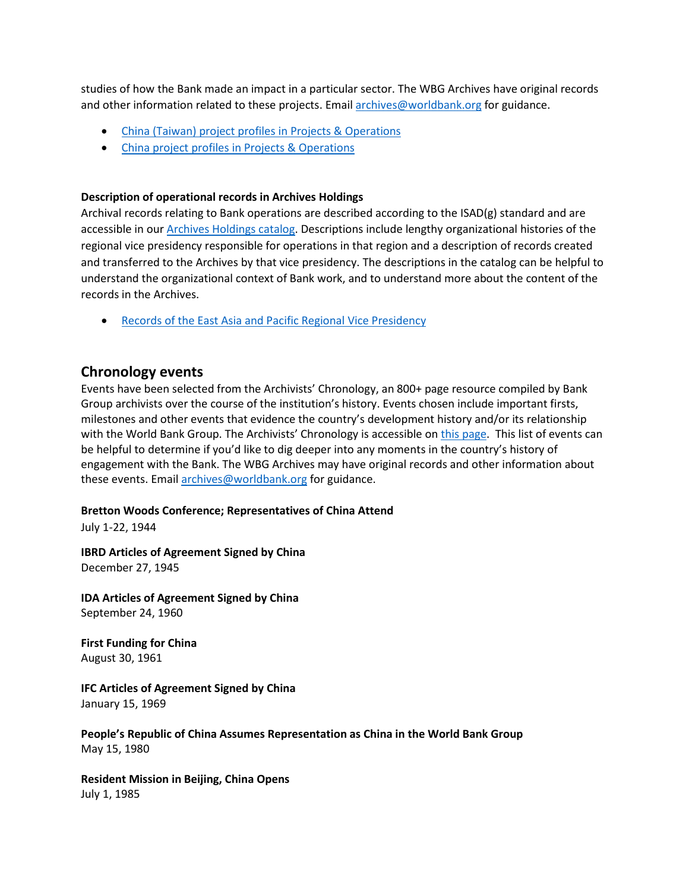studies of how the Bank made an impact in a particular sector. The WBG Archives have original records and other information related to these projects. Email [archives@worldbank.org](mailto:archives@worldbank.org) for guidance.

- [China (Taiwan) project profiles in Projects & Operations]()
- [China project profiles in Projects & Operations]()

**Description of operational records in Archives Holdings**

Archival records relating to Bank operations are described according to the ISAD(g) standard and are accessible in our [Archives Holdings catalog](). Descriptions include lengthy organizational histories of the regional vice presidency responsible for operations in that region and a description of records created and transferred to the Archives by that vice presidency. The descriptions in the catalog can be helpful to understand the organizational context of Bank work, and to understand more about the content of the records in the Archives.

- [Records of the East Asia and Pacific Regional Vice Presidency]()

## Chronology events

Events have been selected from the Archivists' Chronology, an 800+ page resource compiled by Bank Group archivists over the course of the institution's history. Events chosen include important firsts, milestones and other events that evidence the country's development history and/or its relationship with the World Bank Group. The Archivists' Chronology is accessible on [this page](). This list of events can be helpful to determine if you'd like to dig deeper into any moments in the country's history of engagement with the Bank. The WBG Archives may have original records and other information about these events. Email [archives@worldbank.org](mailto:archives@worldbank.org) for guidance.

**Bretton Woods Conference; Representatives of China Attend**
July 1-22, 1944

**IBRD Articles of Agreement Signed by China**
December 27, 1945

**IDA Articles of Agreement Signed by China**
September 24, 1960

**First Funding for China**
August 30, 1961

**IFC Articles of Agreement Signed by China**
January 15, 1969

**People's Republic of China Assumes Representation as China in the World Bank Group**
May 15, 1980

**Resident Mission in Beijing, China Opens**
July 1, 1985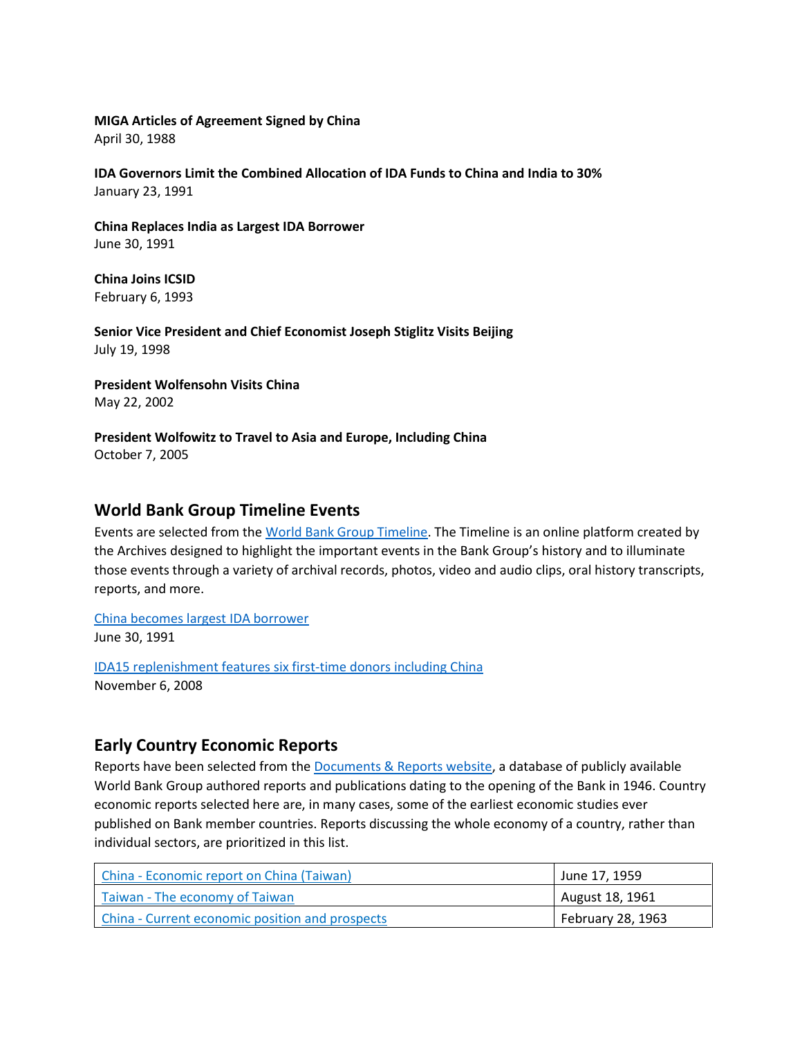**MIGA Articles of Agreement Signed by China**
April 30, 1988

**IDA Governors Limit the Combined Allocation of IDA Funds to China and India to 30%**
January 23, 1991

**China Replaces India as Largest IDA Borrower**
June 30, 1991

**China Joins ICSID**
February 6, 1993

**Senior Vice President and Chief Economist Joseph Stiglitz Visits Beijing**
July 19, 1998

**President Wolfensohn Visits China**
May 22, 2002

**President Wolfowitz to Travel to Asia and Europe, Including China**
October 7, 2005

## World Bank Group Timeline Events

Events are selected from the World Bank Group Timeline. The Timeline is an online platform created by the Archives designed to highlight the important events in the Bank Group's history and to illuminate those events through a variety of archival records, photos, video and audio clips, oral history transcripts, reports, and more.

China becomes largest IDA borrower
June 30, 1991

IDA15 replenishment features six first-time donors including China
November 6, 2008

## Early Country Economic Reports

Reports have been selected from the Documents & Reports website, a database of publicly available World Bank Group authored reports and publications dating to the opening of the Bank in 1946. Country economic reports selected here are, in many cases, some of the earliest economic studies ever published on Bank member countries. Reports discussing the whole economy of a country, rather than individual sectors, are prioritized in this list.

| | |
|---|---|
| China - Economic report on China (Taiwan) | June 17, 1959 |
| Taiwan - The economy of Taiwan | August 18, 1961 |
| China - Current economic position and prospects | February 28, 1963 |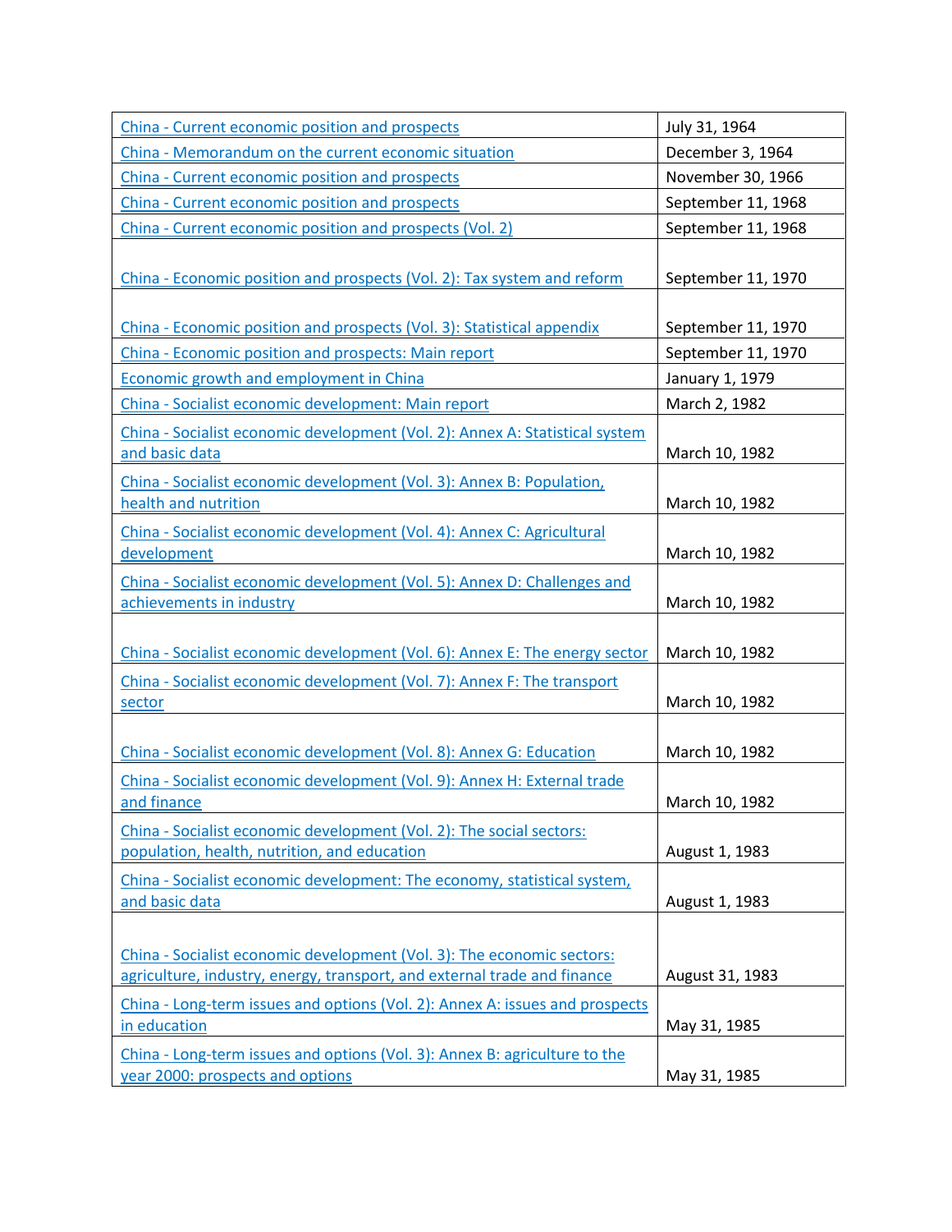| China - Current economic position and prospects | July 31, 1964 |
| --- | --- |
| China - Memorandum on the current economic situation | December 3, 1964 |
| China - Current economic position and prospects | November 30, 1966 |
| China - Current economic position and prospects | September 11, 1968 |
| China - Current economic position and prospects (Vol. 2) | September 11, 1968 |
| China - Economic position and prospects (Vol. 2): Tax system and reform | September 11, 1970 |
| China - Economic position and prospects (Vol. 3): Statistical appendix | September 11, 1970 |
| China - Economic position and prospects: Main report | September 11, 1970 |
| Economic growth and employment in China | January 1, 1979 |
| China - Socialist economic development: Main report | March 2, 1982 |
| China - Socialist economic development (Vol. 2): Annex A: Statistical system and basic data | March 10, 1982 |
| China - Socialist economic development (Vol. 3): Annex B: Population, health and nutrition | March 10, 1982 |
| China - Socialist economic development (Vol. 4): Annex C: Agricultural development | March 10, 1982 |
| China - Socialist economic development (Vol. 5): Annex D: Challenges and achievements in industry | March 10, 1982 |
| China - Socialist economic development (Vol. 6): Annex E: The energy sector | March 10, 1982 |
| China - Socialist economic development (Vol. 7): Annex F: The transport sector | March 10, 1982 |
| China - Socialist economic development (Vol. 8): Annex G: Education | March 10, 1982 |
| China - Socialist economic development (Vol. 9): Annex H: External trade and finance | March 10, 1982 |
| China - Socialist economic development (Vol. 2): The social sectors: population, health, nutrition, and education | August 1, 1983 |
| China - Socialist economic development: The economy, statistical system, and basic data | August 1, 1983 |
| China - Socialist economic development (Vol. 3): The economic sectors: agriculture, industry, energy, transport, and external trade and finance | August 31, 1983 |
| China - Long-term issues and options (Vol. 2): Annex A: issues and prospects in education | May 31, 1985 |
| China - Long-term issues and options (Vol. 3): Annex B: agriculture to the year 2000: prospects and options | May 31, 1985 |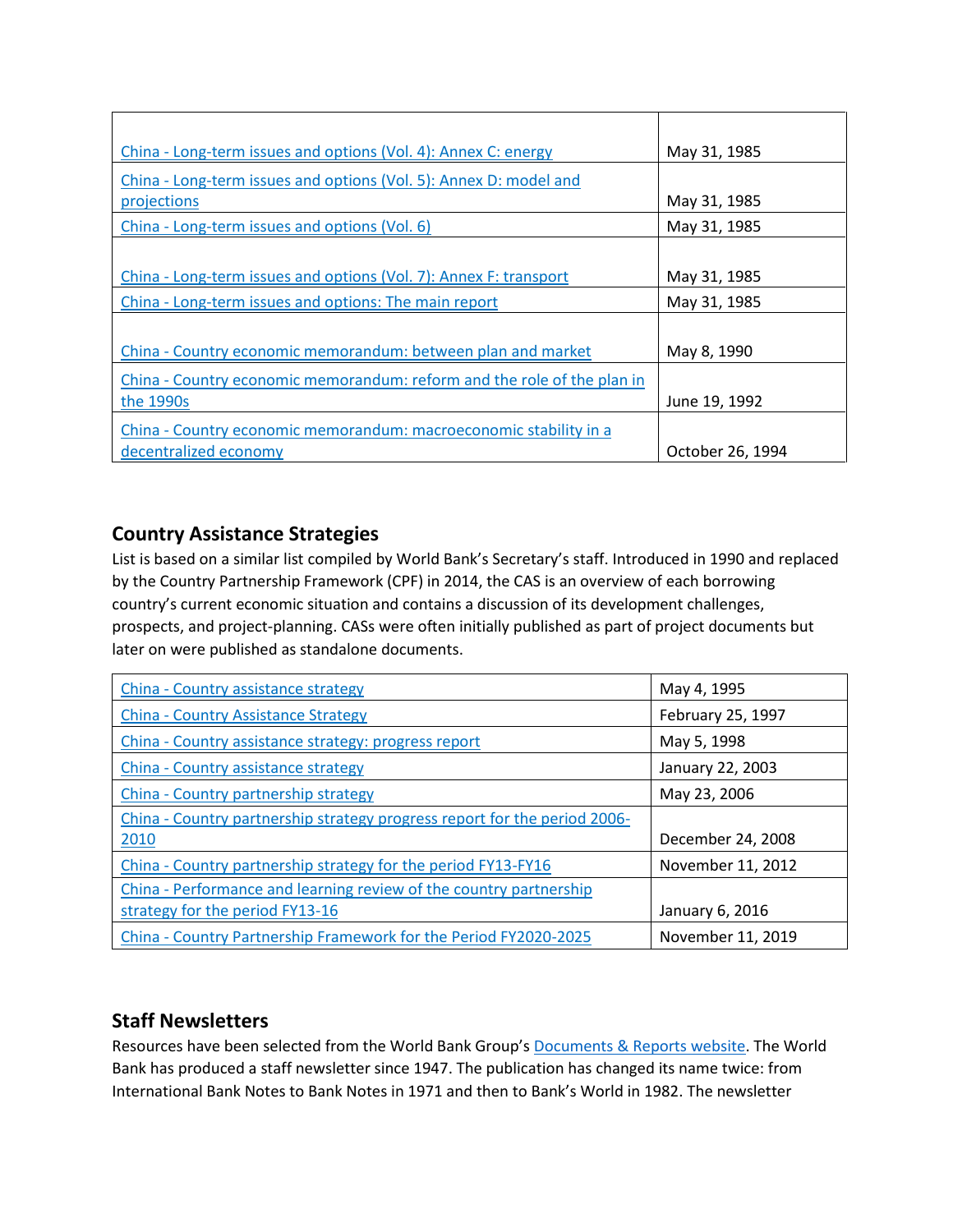| | |
|---|---|
| China - Long-term issues and options (Vol. 4): Annex C: energy | May 31, 1985 |
| China - Long-term issues and options (Vol. 5): Annex D: model and projections | May 31, 1985 |
| China - Long-term issues and options (Vol. 6) | May 31, 1985 |
| China - Long-term issues and options (Vol. 7): Annex F: transport | May 31, 1985 |
| China - Long-term issues and options: The main report | May 31, 1985 |
| China - Country economic memorandum: between plan and market | May 8, 1990 |
| China - Country economic memorandum: reform and the role of the plan in the 1990s | June 19, 1992 |
| China - Country economic memorandum: macroeconomic stability in a decentralized economy | October 26, 1994 |

## Country Assistance Strategies

List is based on a similar list compiled by World Bank's Secretary's staff. Introduced in 1990 and replaced by the Country Partnership Framework (CPF) in 2014, the CAS is an overview of each borrowing country's current economic situation and contains a discussion of its development challenges, prospects, and project-planning. CASs were often initially published as part of project documents but later on were published as standalone documents.

| | |
|---|---|
| China - Country assistance strategy | May 4, 1995 |
| China - Country Assistance Strategy | February 25, 1997 |
| China - Country assistance strategy: progress report | May 5, 1998 |
| China - Country assistance strategy | January 22, 2003 |
| China - Country partnership strategy | May 23, 2006 |
| China - Country partnership strategy progress report for the period 2006-2010 | December 24, 2008 |
| China - Country partnership strategy for the period FY13-FY16 | November 11, 2012 |
| China - Performance and learning review of the country partnership strategy for the period FY13-16 | January 6, 2016 |
| China - Country Partnership Framework for the Period FY2020-2025 | November 11, 2019 |

## Staff Newsletters

Resources have been selected from the World Bank Group's Documents & Reports website. The World Bank has produced a staff newsletter since 1947. The publication has changed its name twice: from International Bank Notes to Bank Notes in 1971 and then to Bank's World in 1982. The newsletter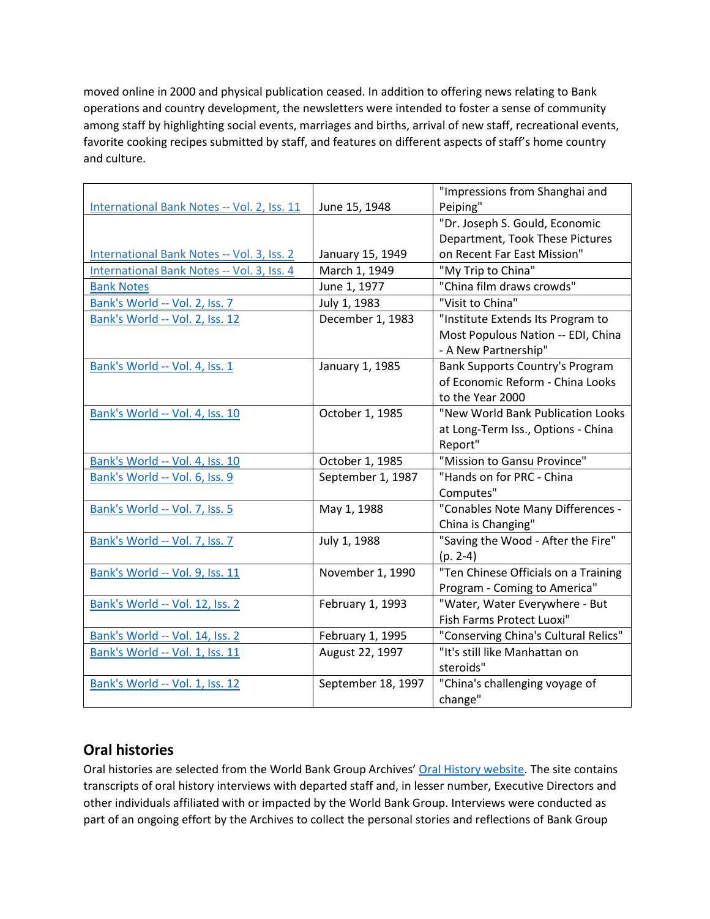moved online in 2000 and physical publication ceased. In addition to offering news relating to Bank operations and country development, the newsletters were intended to foster a sense of community among staff by highlighting social events, marriages and births, arrival of new staff, recreational events, favorite cooking recipes submitted by staff, and features on different aspects of staff's home country and culture.

| | | |
|---|---|---|
| International Bank Notes -- Vol. 2, Iss. 11 | June 15, 1948 | "Impressions from Shanghai and Peiping" |
| International Bank Notes -- Vol. 3, Iss. 2 | January 15, 1949 | "Dr. Joseph S. Gould, Economic Department, Took These Pictures on Recent Far East Mission" |
| International Bank Notes -- Vol. 3, Iss. 4 | March 1, 1949 | "My Trip to China" |
| Bank Notes | June 1, 1977 | "China film draws crowds" |
| Bank's World -- Vol. 2, Iss. 7 | July 1, 1983 | "Visit to China" |
| Bank's World -- Vol. 2, Iss. 12 | December 1, 1983 | "Institute Extends Its Program to Most Populous Nation -- EDI, China - A New Partnership" |
| Bank's World -- Vol. 4, Iss. 1 | January 1, 1985 | Bank Supports Country's Program of Economic Reform - China Looks to the Year 2000 |
| Bank's World -- Vol. 4, Iss. 10 | October 1, 1985 | "New World Bank Publication Looks at Long-Term Iss., Options - China Report" |
| Bank's World -- Vol. 4, Iss. 10 | October 1, 1985 | "Mission to Gansu Province" |
| Bank's World -- Vol. 6, Iss. 9 | September 1, 1987 | "Hands on for PRC - China Computes" |
| Bank's World -- Vol. 7, Iss. 5 | May 1, 1988 | "Conables Note Many Differences - China is Changing" |
| Bank's World -- Vol. 7, Iss. 7 | July 1, 1988 | "Saving the Wood - After the Fire" (p. 2-4) |
| Bank's World -- Vol. 9, Iss. 11 | November 1, 1990 | "Ten Chinese Officials on a Training Program - Coming to America" |
| Bank's World -- Vol. 12, Iss. 2 | February 1, 1993 | "Water, Water Everywhere - But Fish Farms Protect Luoxi" |
| Bank's World -- Vol. 14, Iss. 2 | February 1, 1995 | "Conserving China's Cultural Relics" |
| Bank's World -- Vol. 1, Iss. 11 | August 22, 1997 | "It's still like Manhattan on steroids" |
| Bank's World -- Vol. 1, Iss. 12 | September 18, 1997 | "China's challenging voyage of change" |

## Oral histories

Oral histories are selected from the World Bank Group Archives' Oral History website. The site contains transcripts of oral history interviews with departed staff and, in lesser number, Executive Directors and other individuals affiliated with or impacted by the World Bank Group. Interviews were conducted as part of an ongoing effort by the Archives to collect the personal stories and reflections of Bank Group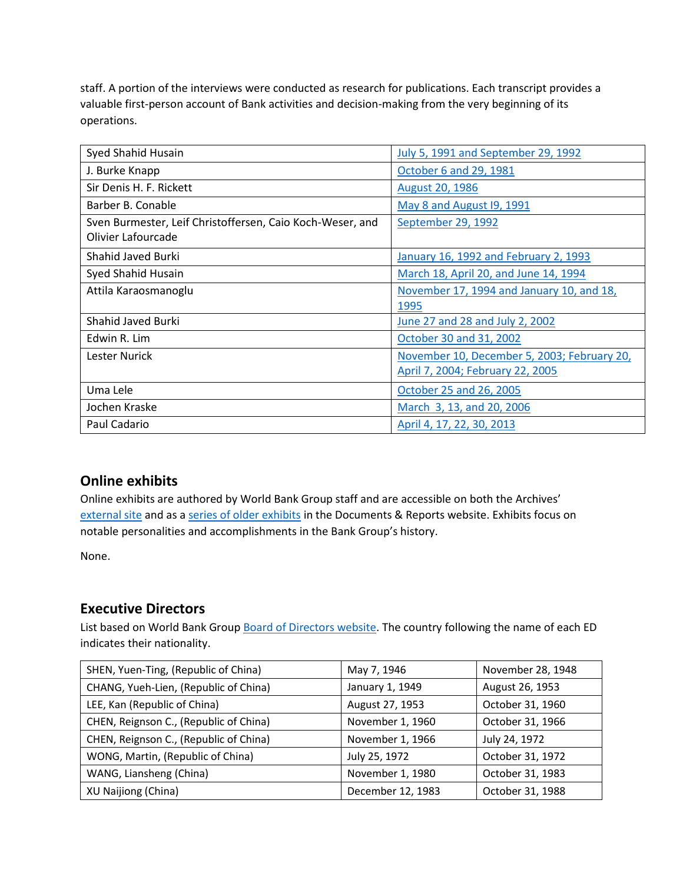staff. A portion of the interviews were conducted as research for publications. Each transcript provides a valuable first-person account of Bank activities and decision-making from the very beginning of its operations.

| | |
|---|---|
| Syed Shahid Husain | July 5, 1991 and September 29, 1992 |
| J. Burke Knapp | October 6 and 29, 1981 |
| Sir Denis H. F. Rickett | August 20, 1986 |
| Barber B. Conable | May 8 and August I9, 1991 |
| Sven Burmester, Leif Christoffersen, Caio Koch-Weser, and Olivier Lafourcade | September 29, 1992 |
| Shahid Javed Burki | January 16, 1992 and February 2, 1993 |
| Syed Shahid Husain | March 18, April 20, and June 14, 1994 |
| Attila Karaosmanoglu | November 17, 1994 and January 10, and 18, 1995 |
| Shahid Javed Burki | June 27 and 28 and July 2, 2002 |
| Edwin R. Lim | October 30 and 31, 2002 |
| Lester Nurick | November 10, December 5, 2003; February 20, April 7, 2004; February 22, 2005 |
| Uma Lele | October 25 and 26, 2005 |
| Jochen Kraske | March 3, 13, and 20, 2006 |
| Paul Cadario | April 4, 17, 22, 30, 2013 |

## Online exhibits

Online exhibits are authored by World Bank Group staff and are accessible on both the Archives' external site and as a series of older exhibits in the Documents & Reports website. Exhibits focus on notable personalities and accomplishments in the Bank Group's history.

None.

## Executive Directors

List based on World Bank Group Board of Directors website. The country following the name of each ED indicates their nationality.

| | | |
|---|---|---|
| SHEN, Yuen-Ting, (Republic of China) | May 7, 1946 | November 28, 1948 |
| CHANG, Yueh-Lien, (Republic of China) | January 1, 1949 | August 26, 1953 |
| LEE, Kan (Republic of China) | August 27, 1953 | October 31, 1960 |
| CHEN, Reignson C., (Republic of China) | November 1, 1960 | October 31, 1966 |
| CHEN, Reignson C., (Republic of China) | November 1, 1966 | July 24, 1972 |
| WONG, Martin, (Republic of China) | July 25, 1972 | October 31, 1972 |
| WANG, Liansheng (China) | November 1, 1980 | October 31, 1983 |
| XU Naijiong (China) | December 12, 1983 | October 31, 1988 |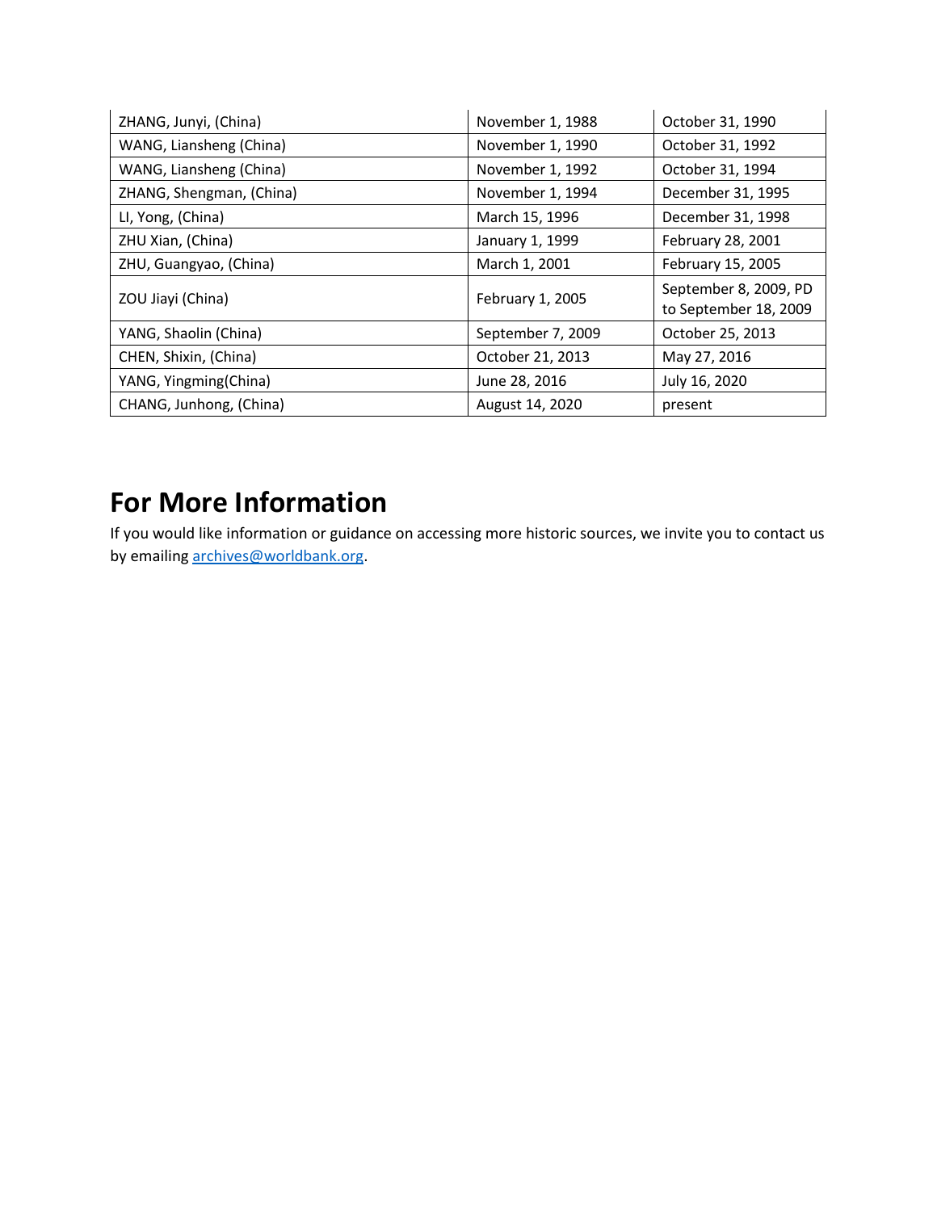| | | |
|---|---|---|
| ZHANG, Junyi, (China) | November 1, 1988 | October 31, 1990 |
| WANG, Liansheng (China) | November 1, 1990 | October 31, 1992 |
| WANG, Liansheng (China) | November 1, 1992 | October 31, 1994 |
| ZHANG, Shengman, (China) | November 1, 1994 | December 31, 1995 |
| LI, Yong, (China) | March 15, 1996 | December 31, 1998 |
| ZHU Xian, (China) | January 1, 1999 | February 28, 2001 |
| ZHU, Guangyao, (China) | March 1, 2001 | February 15, 2005 |
| ZOU Jiayi (China) | February 1, 2005 | September 8, 2009, PD to September 18, 2009 |
| YANG, Shaolin (China) | September 7, 2009 | October 25, 2013 |
| CHEN, Shixin, (China) | October 21, 2013 | May 27, 2016 |
| YANG, Yingming(China) | June 28, 2016 | July 16, 2020 |
| CHANG, Junhong, (China) | August 14, 2020 | present |

# For More Information

If you would like information or guidance on accessing more historic sources, we invite you to contact us by emailing [archives@worldbank.org](mailto:archives@worldbank.org).